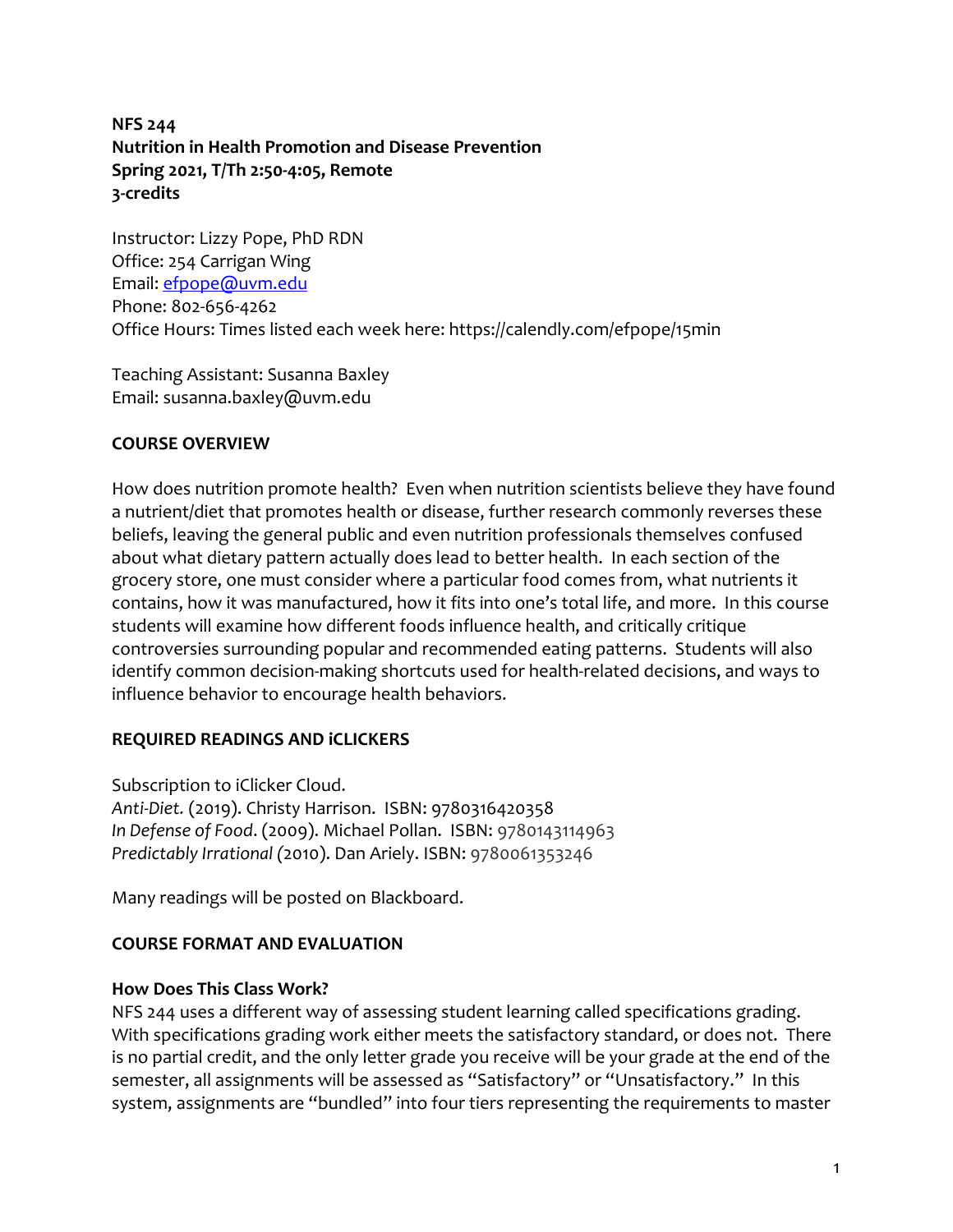**NFS 244**
**Nutrition in Health Promotion and Disease Prevention**
**Spring 2021, T/Th 2:50-4:05, Remote**
**3-credits**

Instructor: Lizzy Pope, PhD RDN
Office: 254 Carrigan Wing
Email: efpope@uvm.edu
Phone: 802-656-4262
Office Hours: Times listed each week here: https://calendly.com/efpope/15min

Teaching Assistant: Susanna Baxley
Email: susanna.baxley@uvm.edu

## COURSE OVERVIEW

How does nutrition promote health? Even when nutrition scientists believe they have found a nutrient/diet that promotes health or disease, further research commonly reverses these beliefs, leaving the general public and even nutrition professionals themselves confused about what dietary pattern actually does lead to better health. In each section of the grocery store, one must consider where a particular food comes from, what nutrients it contains, how it was manufactured, how it fits into one's total life, and more. In this course students will examine how different foods influence health, and critically critique controversies surrounding popular and recommended eating patterns. Students will also identify common decision-making shortcuts used for health-related decisions, and ways to influence behavior to encourage health behaviors.

## REQUIRED READINGS AND iCLICKERS

Subscription to iClicker Cloud.
*Anti-Diet.* (2019). Christy Harrison. ISBN: 9780316420358
*In Defense of Food*. (2009). Michael Pollan. ISBN: 9780143114963
*Predictably Irrational* (2010). Dan Ariely. ISBN: 9780061353246

Many readings will be posted on Blackboard.

## COURSE FORMAT AND EVALUATION

### How Does This Class Work?

NFS 244 uses a different way of assessing student learning called specifications grading. With specifications grading work either meets the satisfactory standard, or does not. There is no partial credit, and the only letter grade you receive will be your grade at the end of the semester, all assignments will be assessed as "Satisfactory" or "Unsatisfactory." In this system, assignments are "bundled" into four tiers representing the requirements to master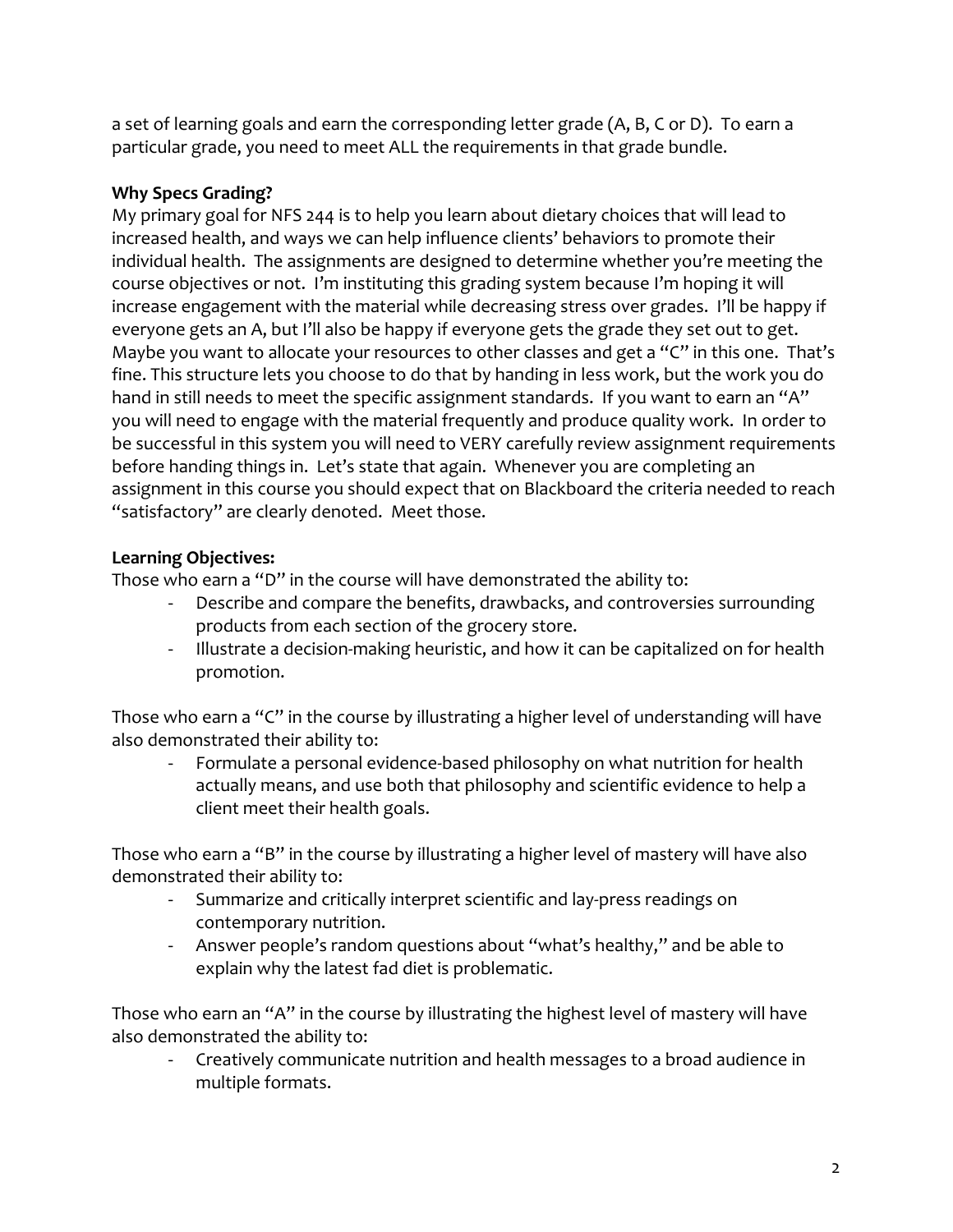a set of learning goals and earn the corresponding letter grade (A, B, C or D). To earn a particular grade, you need to meet ALL the requirements in that grade bundle.

**Why Specs Grading?**

My primary goal for NFS 244 is to help you learn about dietary choices that will lead to increased health, and ways we can help influence clients' behaviors to promote their individual health. The assignments are designed to determine whether you're meeting the course objectives or not. I'm instituting this grading system because I'm hoping it will increase engagement with the material while decreasing stress over grades. I'll be happy if everyone gets an A, but I'll also be happy if everyone gets the grade they set out to get. Maybe you want to allocate your resources to other classes and get a "C" in this one. That's fine. This structure lets you choose to do that by handing in less work, but the work you do hand in still needs to meet the specific assignment standards. If you want to earn an "A" you will need to engage with the material frequently and produce quality work. In order to be successful in this system you will need to VERY carefully review assignment requirements before handing things in. Let's state that again. Whenever you are completing an assignment in this course you should expect that on Blackboard the criteria needed to reach "satisfactory" are clearly denoted. Meet those.

**Learning Objectives:**

Those who earn a "D" in the course will have demonstrated the ability to:

- Describe and compare the benefits, drawbacks, and controversies surrounding products from each section of the grocery store.
- Illustrate a decision-making heuristic, and how it can be capitalized on for health promotion.

Those who earn a "C" in the course by illustrating a higher level of understanding will have also demonstrated their ability to:

- Formulate a personal evidence-based philosophy on what nutrition for health actually means, and use both that philosophy and scientific evidence to help a client meet their health goals.

Those who earn a "B" in the course by illustrating a higher level of mastery will have also demonstrated their ability to:

- Summarize and critically interpret scientific and lay-press readings on contemporary nutrition.
- Answer people's random questions about "what's healthy," and be able to explain why the latest fad diet is problematic.

Those who earn an "A" in the course by illustrating the highest level of mastery will have also demonstrated the ability to:

- Creatively communicate nutrition and health messages to a broad audience in multiple formats.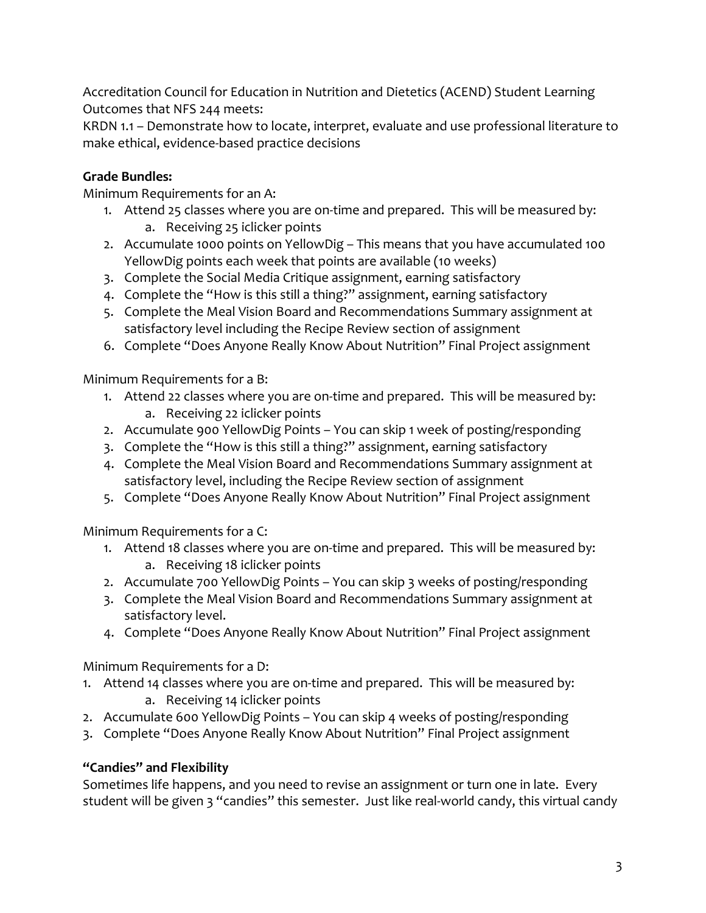Accreditation Council for Education in Nutrition and Dietetics (ACEND) Student Learning Outcomes that NFS 244 meets:
KRDN 1.1 – Demonstrate how to locate, interpret, evaluate and use professional literature to make ethical, evidence-based practice decisions

**Grade Bundles:**

Minimum Requirements for an A:

1. Attend 25 classes where you are on-time and prepared. This will be measured by:
   a. Receiving 25 iclicker points
2. Accumulate 1000 points on YellowDig – This means that you have accumulated 100 YellowDig points each week that points are available (10 weeks)
3. Complete the Social Media Critique assignment, earning satisfactory
4. Complete the "How is this still a thing?" assignment, earning satisfactory
5. Complete the Meal Vision Board and Recommendations Summary assignment at satisfactory level including the Recipe Review section of assignment
6. Complete "Does Anyone Really Know About Nutrition" Final Project assignment

Minimum Requirements for a B:

1. Attend 22 classes where you are on-time and prepared. This will be measured by:
   a. Receiving 22 iclicker points
2. Accumulate 900 YellowDig Points – You can skip 1 week of posting/responding
3. Complete the "How is this still a thing?" assignment, earning satisfactory
4. Complete the Meal Vision Board and Recommendations Summary assignment at satisfactory level, including the Recipe Review section of assignment
5. Complete "Does Anyone Really Know About Nutrition" Final Project assignment

Minimum Requirements for a C:

1. Attend 18 classes where you are on-time and prepared. This will be measured by:
   a. Receiving 18 iclicker points
2. Accumulate 700 YellowDig Points – You can skip 3 weeks of posting/responding
3. Complete the Meal Vision Board and Recommendations Summary assignment at satisfactory level.
4. Complete "Does Anyone Really Know About Nutrition" Final Project assignment

Minimum Requirements for a D:

1. Attend 14 classes where you are on-time and prepared. This will be measured by:
   a. Receiving 14 iclicker points
2. Accumulate 600 YellowDig Points – You can skip 4 weeks of posting/responding
3. Complete "Does Anyone Really Know About Nutrition" Final Project assignment

**"Candies" and Flexibility**

Sometimes life happens, and you need to revise an assignment or turn one in late. Every student will be given 3 "candies" this semester. Just like real-world candy, this virtual candy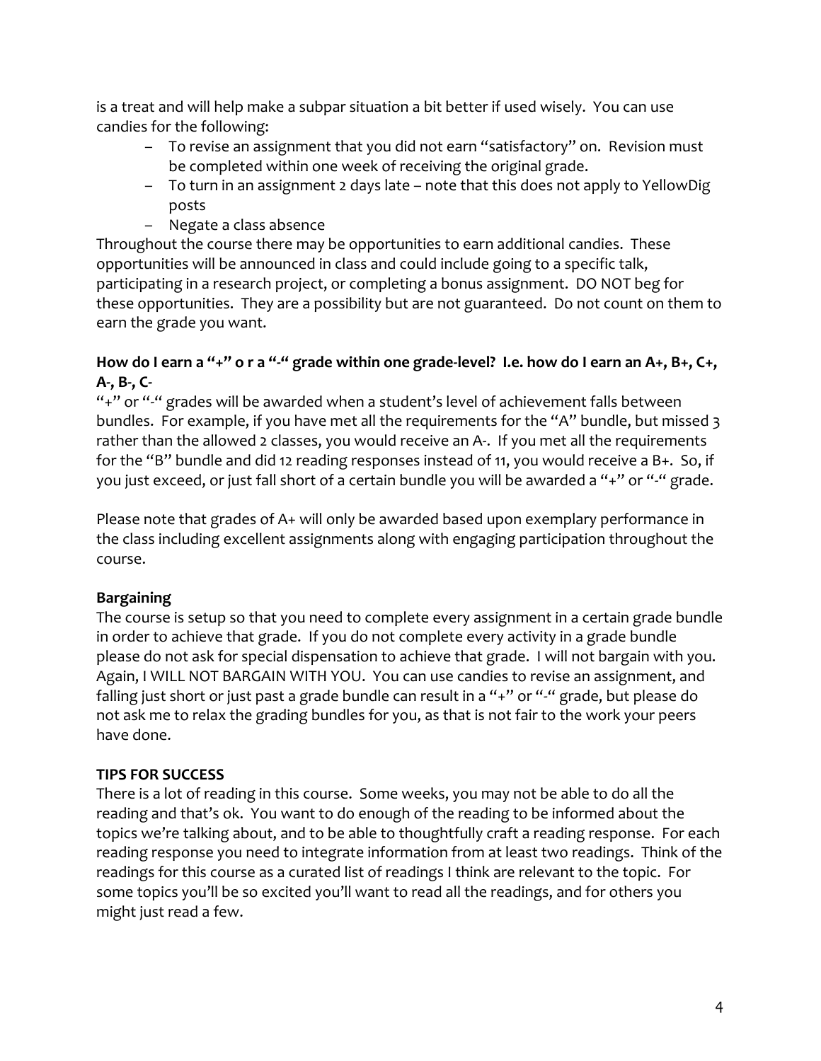is a treat and will help make a subpar situation a bit better if used wisely. You can use candies for the following:

- To revise an assignment that you did not earn "satisfactory" on. Revision must be completed within one week of receiving the original grade.
- To turn in an assignment 2 days late – note that this does not apply to YellowDig posts
- Negate a class absence

Throughout the course there may be opportunities to earn additional candies. These opportunities will be announced in class and could include going to a specific talk, participating in a research project, or completing a bonus assignment. DO NOT beg for these opportunities. They are a possibility but are not guaranteed. Do not count on them to earn the grade you want.

**How do I earn a "+" o r a "-" grade within one grade-level? I.e. how do I earn an A+, B+, C+, A-, B-, C-**

"+" or "-" grades will be awarded when a student's level of achievement falls between bundles. For example, if you have met all the requirements for the "A" bundle, but missed 3 rather than the allowed 2 classes, you would receive an A-. If you met all the requirements for the "B" bundle and did 12 reading responses instead of 11, you would receive a B+. So, if you just exceed, or just fall short of a certain bundle you will be awarded a "+" or "-" grade.

Please note that grades of A+ will only be awarded based upon exemplary performance in the class including excellent assignments along with engaging participation throughout the course.

**Bargaining**

The course is setup so that you need to complete every assignment in a certain grade bundle in order to achieve that grade. If you do not complete every activity in a grade bundle please do not ask for special dispensation to achieve that grade. I will not bargain with you. Again, I WILL NOT BARGAIN WITH YOU. You can use candies to revise an assignment, and falling just short or just past a grade bundle can result in a "+" or "-" grade, but please do not ask me to relax the grading bundles for you, as that is not fair to the work your peers have done.

**TIPS FOR SUCCESS**

There is a lot of reading in this course. Some weeks, you may not be able to do all the reading and that's ok. You want to do enough of the reading to be informed about the topics we're talking about, and to be able to thoughtfully craft a reading response. For each reading response you need to integrate information from at least two readings. Think of the readings for this course as a curated list of readings I think are relevant to the topic. For some topics you'll be so excited you'll want to read all the readings, and for others you might just read a few.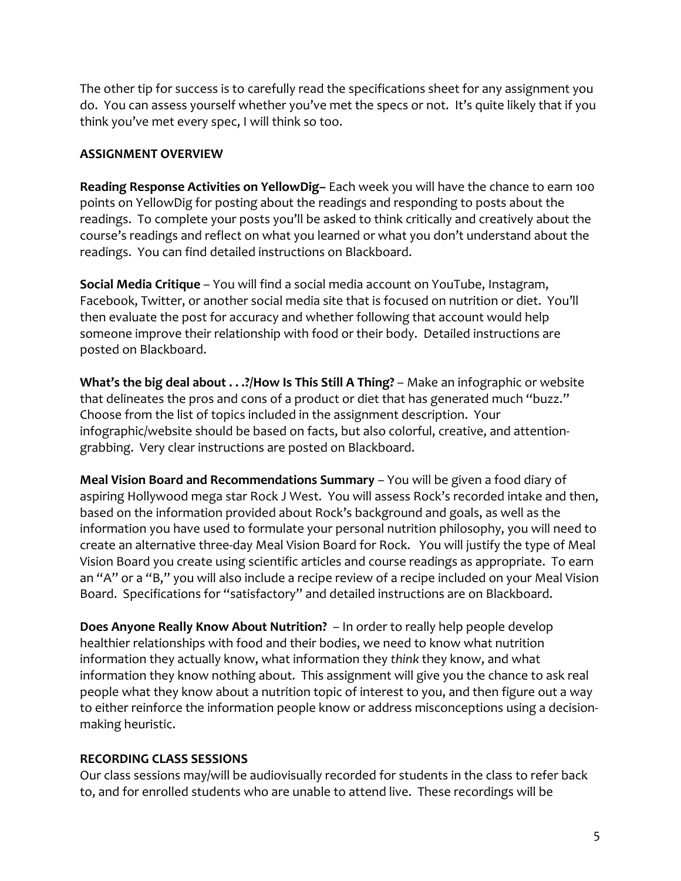The other tip for success is to carefully read the specifications sheet for any assignment you do. You can assess yourself whether you've met the specs or not. It's quite likely that if you think you've met every spec, I will think so too.

## ASSIGNMENT OVERVIEW

**Reading Response Activities on YellowDig–** Each week you will have the chance to earn 100 points on YellowDig for posting about the readings and responding to posts about the readings. To complete your posts you'll be asked to think critically and creatively about the course's readings and reflect on what you learned or what you don't understand about the readings. You can find detailed instructions on Blackboard.

**Social Media Critique** – You will find a social media account on YouTube, Instagram, Facebook, Twitter, or another social media site that is focused on nutrition or diet. You'll then evaluate the post for accuracy and whether following that account would help someone improve their relationship with food or their body. Detailed instructions are posted on Blackboard.

**What's the big deal about . . .?/How Is This Still A Thing?** – Make an infographic or website that delineates the pros and cons of a product or diet that has generated much "buzz." Choose from the list of topics included in the assignment description. Your infographic/website should be based on facts, but also colorful, creative, and attention-grabbing. Very clear instructions are posted on Blackboard.

**Meal Vision Board and Recommendations Summary** – You will be given a food diary of aspiring Hollywood mega star Rock J West. You will assess Rock's recorded intake and then, based on the information provided about Rock's background and goals, as well as the information you have used to formulate your personal nutrition philosophy, you will need to create an alternative three-day Meal Vision Board for Rock. You will justify the type of Meal Vision Board you create using scientific articles and course readings as appropriate. To earn an "A" or a "B," you will also include a recipe review of a recipe included on your Meal Vision Board. Specifications for "satisfactory" and detailed instructions are on Blackboard.

**Does Anyone Really Know About Nutrition?** – In order to really help people develop healthier relationships with food and their bodies, we need to know what nutrition information they actually know, what information they *think* they know, and what information they know nothing about. This assignment will give you the chance to ask real people what they know about a nutrition topic of interest to you, and then figure out a way to either reinforce the information people know or address misconceptions using a decision-making heuristic.

## RECORDING CLASS SESSIONS

Our class sessions may/will be audiovisually recorded for students in the class to refer back to, and for enrolled students who are unable to attend live. These recordings will be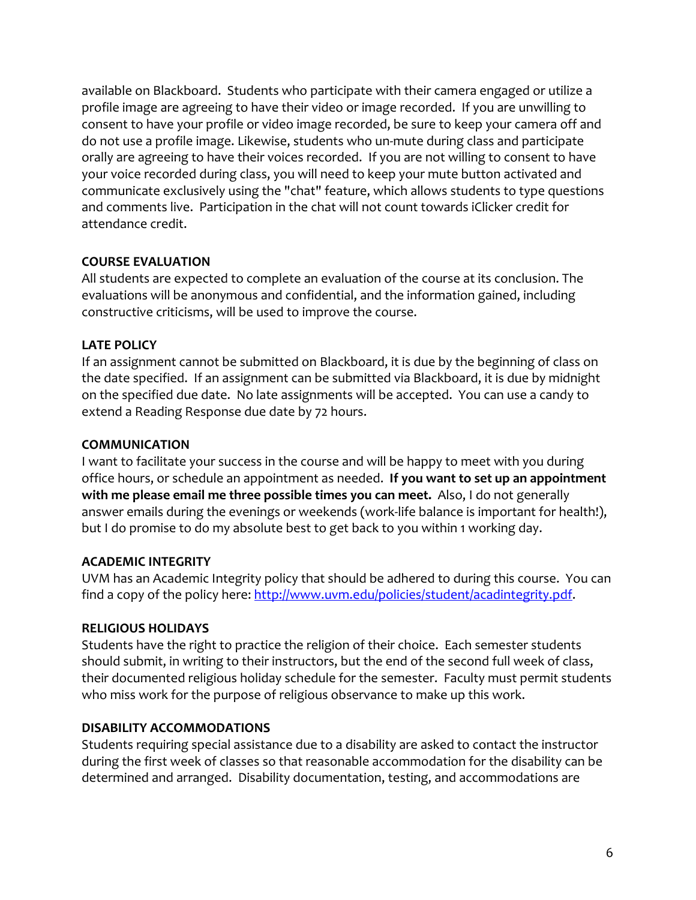available on Blackboard. Students who participate with their camera engaged or utilize a profile image are agreeing to have their video or image recorded. If you are unwilling to consent to have your profile or video image recorded, be sure to keep your camera off and do not use a profile image. Likewise, students who un-mute during class and participate orally are agreeing to have their voices recorded. If you are not willing to consent to have your voice recorded during class, you will need to keep your mute button activated and communicate exclusively using the "chat" feature, which allows students to type questions and comments live. Participation in the chat will not count towards iClicker credit for attendance credit.

**COURSE EVALUATION**

All students are expected to complete an evaluation of the course at its conclusion. The evaluations will be anonymous and confidential, and the information gained, including constructive criticisms, will be used to improve the course.

**LATE POLICY**

If an assignment cannot be submitted on Blackboard, it is due by the beginning of class on the date specified. If an assignment can be submitted via Blackboard, it is due by midnight on the specified due date. No late assignments will be accepted. You can use a candy to extend a Reading Response due date by 72 hours.

**COMMUNICATION**

I want to facilitate your success in the course and will be happy to meet with you during office hours, or schedule an appointment as needed. **If you want to set up an appointment with me please email me three possible times you can meet.** Also, I do not generally answer emails during the evenings or weekends (work-life balance is important for health!), but I do promise to do my absolute best to get back to you within 1 working day.

**ACADEMIC INTEGRITY**

UVM has an Academic Integrity policy that should be adhered to during this course. You can find a copy of the policy here: [http://www.uvm.edu/policies/student/acadintegrity.pdf](http://www.uvm.edu/policies/student/acadintegrity.pdf).

**RELIGIOUS HOLIDAYS**

Students have the right to practice the religion of their choice. Each semester students should submit, in writing to their instructors, but the end of the second full week of class, their documented religious holiday schedule for the semester. Faculty must permit students who miss work for the purpose of religious observance to make up this work.

**DISABILITY ACCOMMODATIONS**

Students requiring special assistance due to a disability are asked to contact the instructor during the first week of classes so that reasonable accommodation for the disability can be determined and arranged. Disability documentation, testing, and accommodations are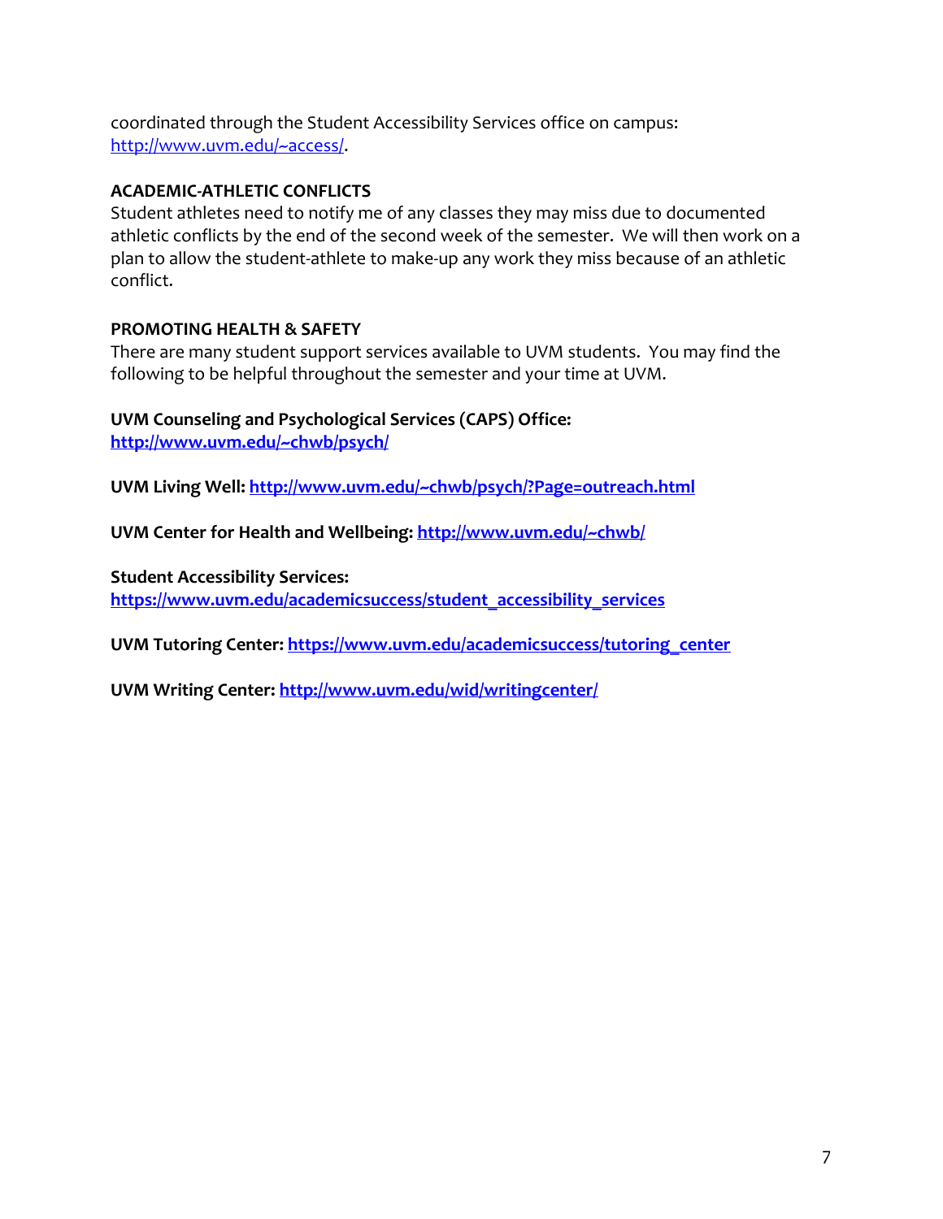coordinated through the Student Accessibility Services office on campus: http://www.uvm.edu/~access/.

**ACADEMIC-ATHLETIC CONFLICTS**

Student athletes need to notify me of any classes they may miss due to documented athletic conflicts by the end of the second week of the semester. We will then work on a plan to allow the student-athlete to make-up any work they miss because of an athletic conflict.

**PROMOTING HEALTH & SAFETY**

There are many student support services available to UVM students. You may find the following to be helpful throughout the semester and your time at UVM.

**UVM Counseling and Psychological Services (CAPS) Office:**
**http://www.uvm.edu/~chwb/psych/**

**UVM Living Well: http://www.uvm.edu/~chwb/psych/?Page=outreach.html**

**UVM Center for Health and Wellbeing: http://www.uvm.edu/~chwb/**

**Student Accessibility Services:**
**https://www.uvm.edu/academicsuccess/student_accessibility_services**

**UVM Tutoring Center: https://www.uvm.edu/academicsuccess/tutoring_center**

**UVM Writing Center: http://www.uvm.edu/wid/writingcenter/**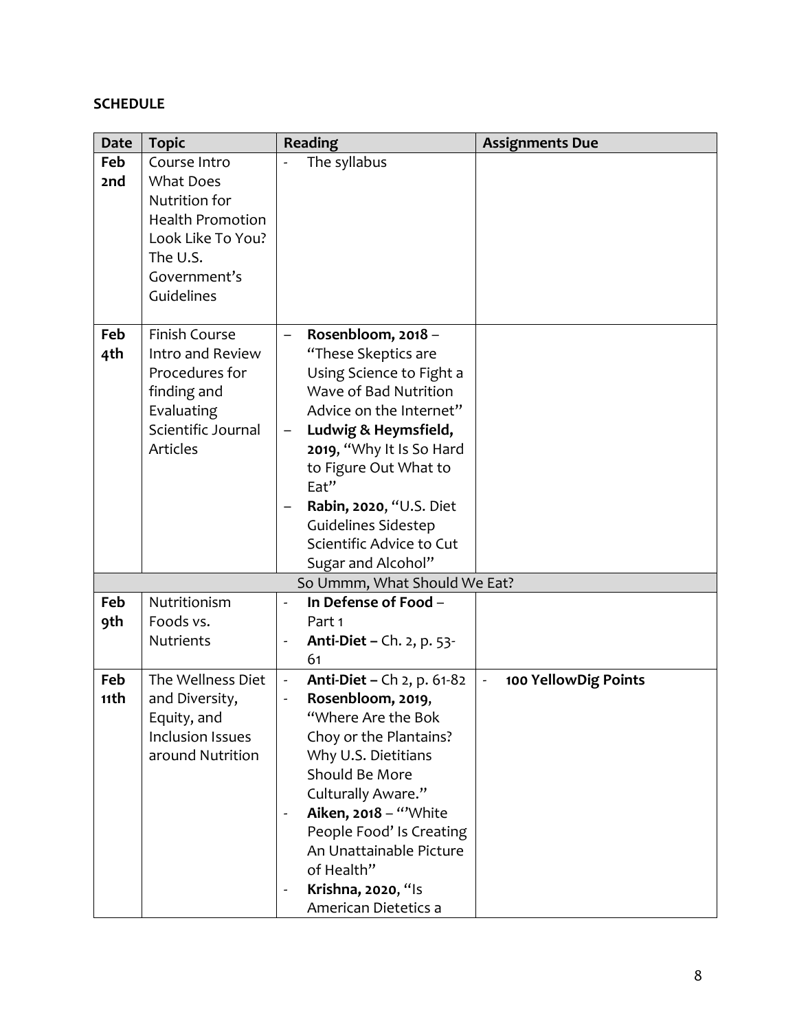**SCHEDULE**

| Date | Topic | Reading | Assignments Due |
|---|---|---|---|
| Feb 2nd | Course Intro<br>What Does Nutrition for Health Promotion Look Like To You?<br>The U.S. Government's Guidelines | - The syllabus | |
| Feb 4th | Finish Course Intro and Review Procedures for finding and Evaluating Scientific Journal Articles | – **Rosenbloom, 2018** – "These Skeptics are Using Science to Fight a Wave of Bad Nutrition Advice on the Internet"<br>– **Ludwig & Heymsfield, 2019**, "Why It Is So Hard to Figure Out What to Eat"<br>– **Rabin, 2020**, "U.S. Diet Guidelines Sidestep Scientific Advice to Cut Sugar and Alcohol" | |
| | So Ummm, What Should We Eat? | | |
| Feb 9th | Nutritionism<br>Foods vs. Nutrients | - **In Defense of Food** – Part 1<br>- **Anti-Diet** – Ch. 2, p. 53-61 | |
| Feb 11th | The Wellness Diet and Diversity, Equity, and Inclusion Issues around Nutrition | - **Anti-Diet** – Ch 2, p. 61-82<br>- **Rosenbloom, 2019**, "Where Are the Bok Choy or the Plantains? Why U.S. Dietitians Should Be More Culturally Aware."<br>- **Aiken, 2018** – "'White People Food' Is Creating An Unattainable Picture of Health"<br>- **Krishna, 2020**, "Is American Dietetics a | - **100 YellowDig Points** |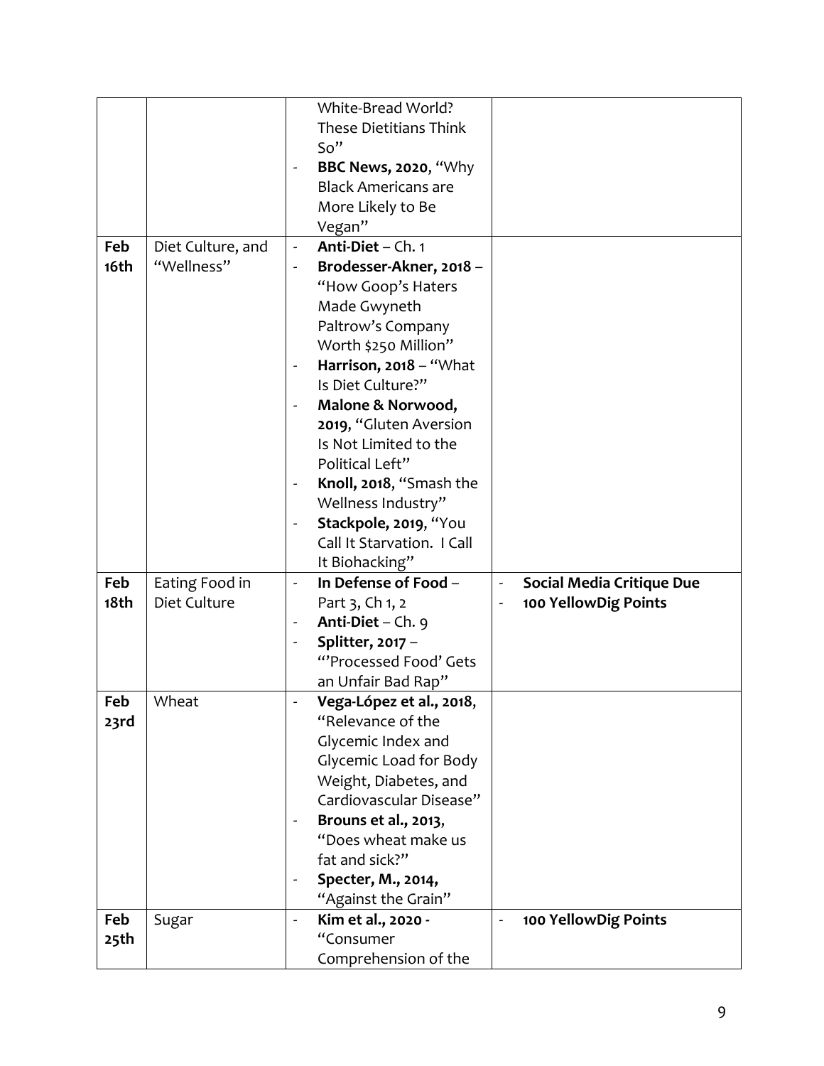| | | | |
|---|---|---|---|
| | | White-Bread World? These Dietitians Think So"<br>- **BBC News, 2020**, "Why Black Americans are More Likely to Be Vegan" | |
| Feb 16th | Diet Culture, and "Wellness" | - **Anti-Diet** – Ch. 1<br>- **Brodesser-Akner, 2018** – "How Goop's Haters Made Gwyneth Paltrow's Company Worth $250 Million"<br>- **Harrison, 2018** – "What Is Diet Culture?"<br>- **Malone & Norwood, 2019**, "Gluten Aversion Is Not Limited to the Political Left"<br>- **Knoll, 2018**, "Smash the Wellness Industry"<br>- **Stackpole, 2019**, "You Call It Starvation. I Call It Biohacking" | |
| Feb 18th | Eating Food in Diet Culture | - **In Defense of Food** – Part 3, Ch 1, 2<br>- **Anti-Diet** – Ch. 9<br>- **Splitter, 2017** – "'Processed Food' Gets an Unfair Bad Rap" | - **Social Media Critique Due**<br>- **100 YellowDig Points** |
| Feb 23rd | Wheat | - **Vega-López et al., 2018**, "Relevance of the Glycemic Index and Glycemic Load for Body Weight, Diabetes, and Cardiovascular Disease"<br>- **Brouns et al., 2013**, "Does wheat make us fat and sick?"<br>- **Specter, M., 2014**, "Against the Grain" | |
| Feb 25th | Sugar | - **Kim et al., 2020** - "Consumer Comprehension of the | - **100 YellowDig Points** |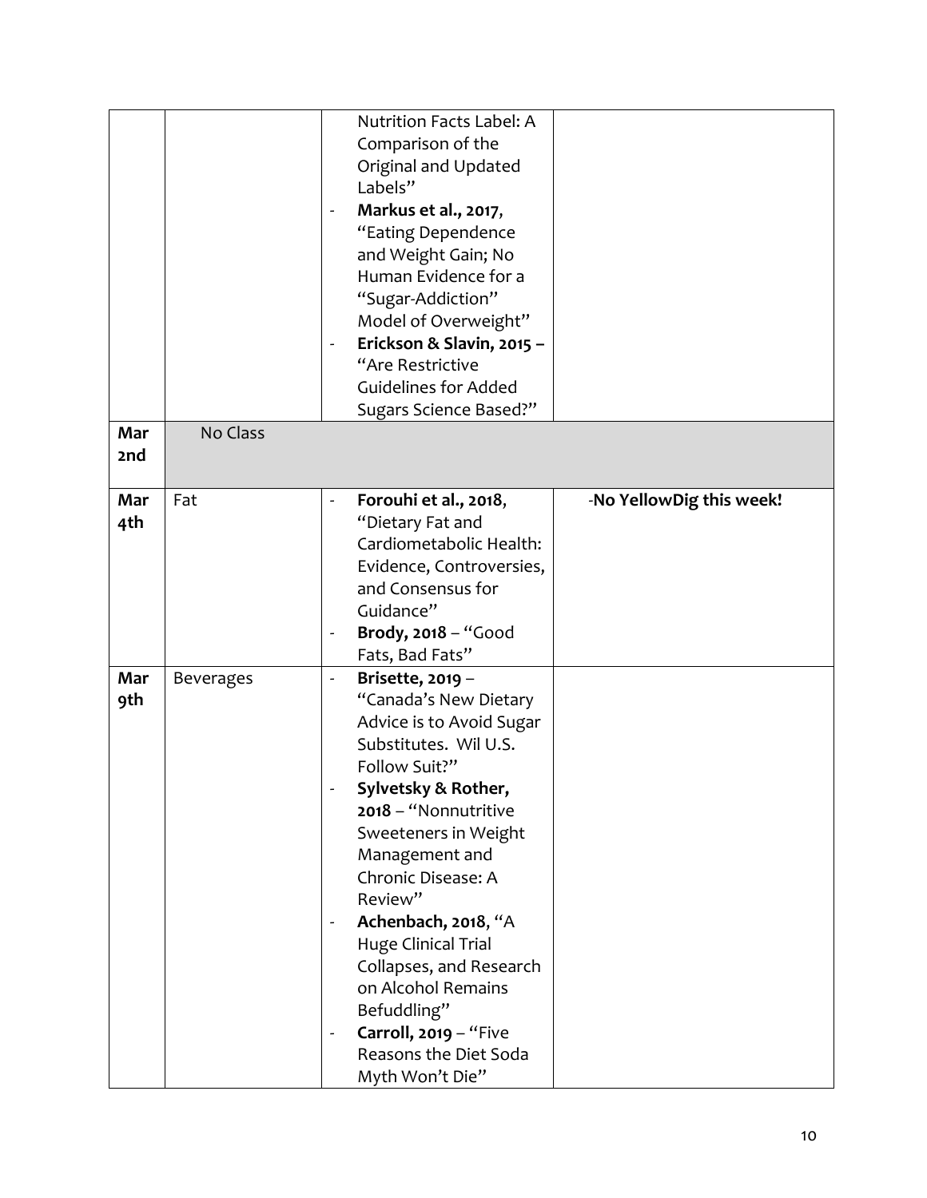| | | | |
|---|---|---|---|
| | | Nutrition Facts Label: A Comparison of the Original and Updated Labels"<br>- **Markus et al., 2017**, "Eating Dependence and Weight Gain; No Human Evidence for a "Sugar-Addiction" Model of Overweight"<br>- **Erickson & Slavin, 2015** – "Are Restrictive Guidelines for Added Sugars Science Based?" | |
| **Mar 2nd** | No Class | | |
| **Mar 4th** | Fat | - **Forouhi et al., 2018**, "Dietary Fat and Cardiometabolic Health: Evidence, Controversies, and Consensus for Guidance"<br>- **Brody, 2018** – "Good Fats, Bad Fats" | -**No YellowDig this week!** |
| **Mar 9th** | Beverages | - **Brisette, 2019** – "Canada's New Dietary Advice is to Avoid Sugar Substitutes. Wil U.S. Follow Suit?"<br>- **Sylvetsky & Rother, 2018** – "Nonnutritive Sweeteners in Weight Management and Chronic Disease: A Review"<br>- **Achenbach, 2018**, "A Huge Clinical Trial Collapses, and Research on Alcohol Remains Befuddling"<br>- **Carroll, 2019** – "Five Reasons the Diet Soda Myth Won't Die" | |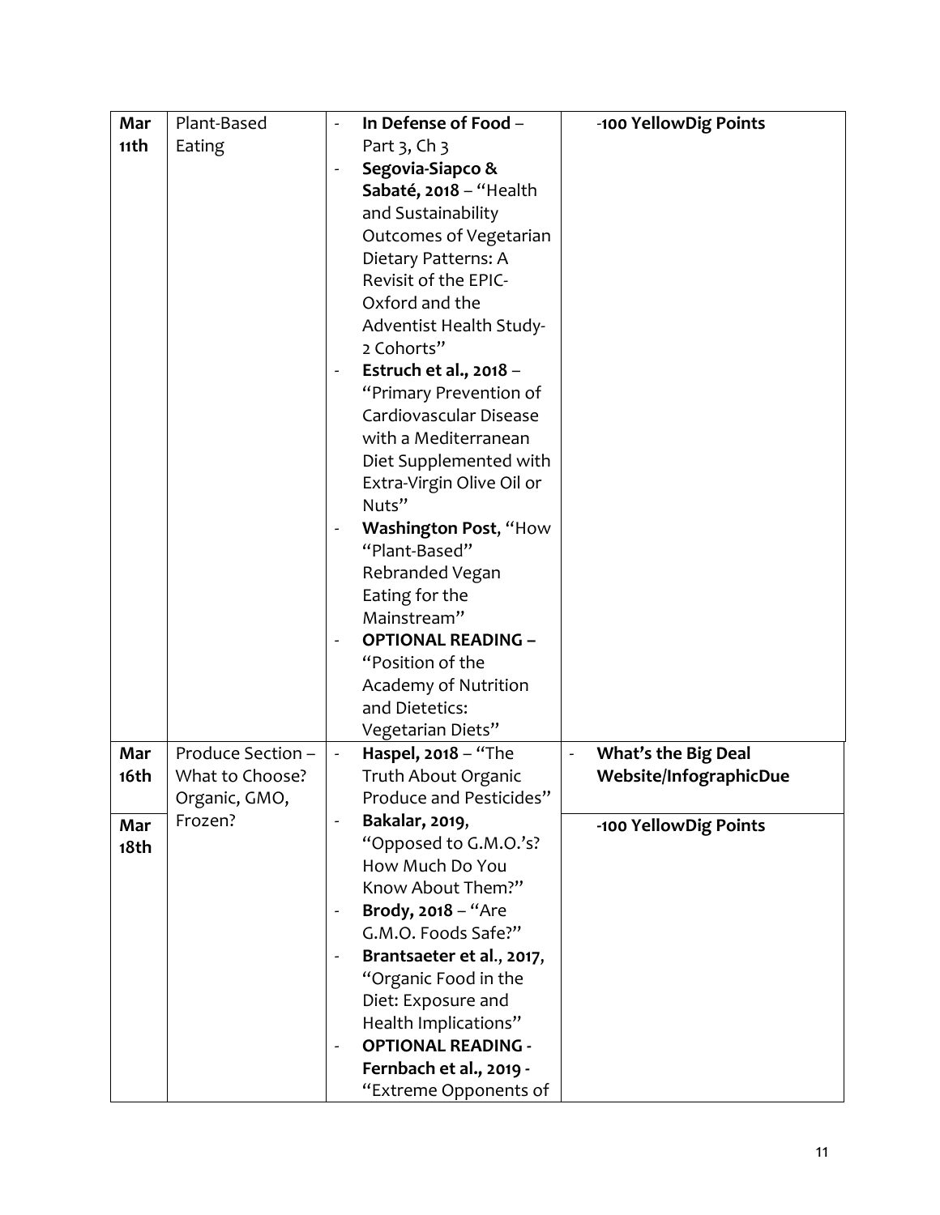| | | | |
|---|---|---|---|
| Mar 11th | Plant-Based Eating | - **In Defense of Food** – Part 3, Ch 3<br>- **Segovia-Siapco & Sabaté, 2018** – "Health and Sustainability Outcomes of Vegetarian Dietary Patterns: A Revisit of the EPIC-Oxford and the Adventist Health Study-2 Cohorts"<br>- **Estruch et al., 2018** – "Primary Prevention of Cardiovascular Disease with a Mediterranean Diet Supplemented with Extra-Virgin Olive Oil or Nuts"<br>- **Washington Post**, "How "Plant-Based" Rebranded Vegan Eating for the Mainstream"<br>- **OPTIONAL READING –** "Position of the Academy of Nutrition and Dietetics: Vegetarian Diets" | **-100 YellowDig Points** |
| Mar 16th | Produce Section – What to Choose? Organic, GMO, Frozen? | - **Haspel, 2018** – "The Truth About Organic Produce and Pesticides"<br>- **Bakalar, 2019**, "Opposed to G.M.O.'s? How Much Do You Know About Them?"<br>- **Brody, 2018** – "Are G.M.O. Foods Safe?"<br>- **Brantsaeter et al., 2017**, "Organic Food in the Diet: Exposure and Health Implications"<br>- **OPTIONAL READING - Fernbach et al., 2019 -** "Extreme Opponents of | - **What's the Big Deal Website/InfographicDue** |
| Mar 18th | | | **-100 YellowDig Points** |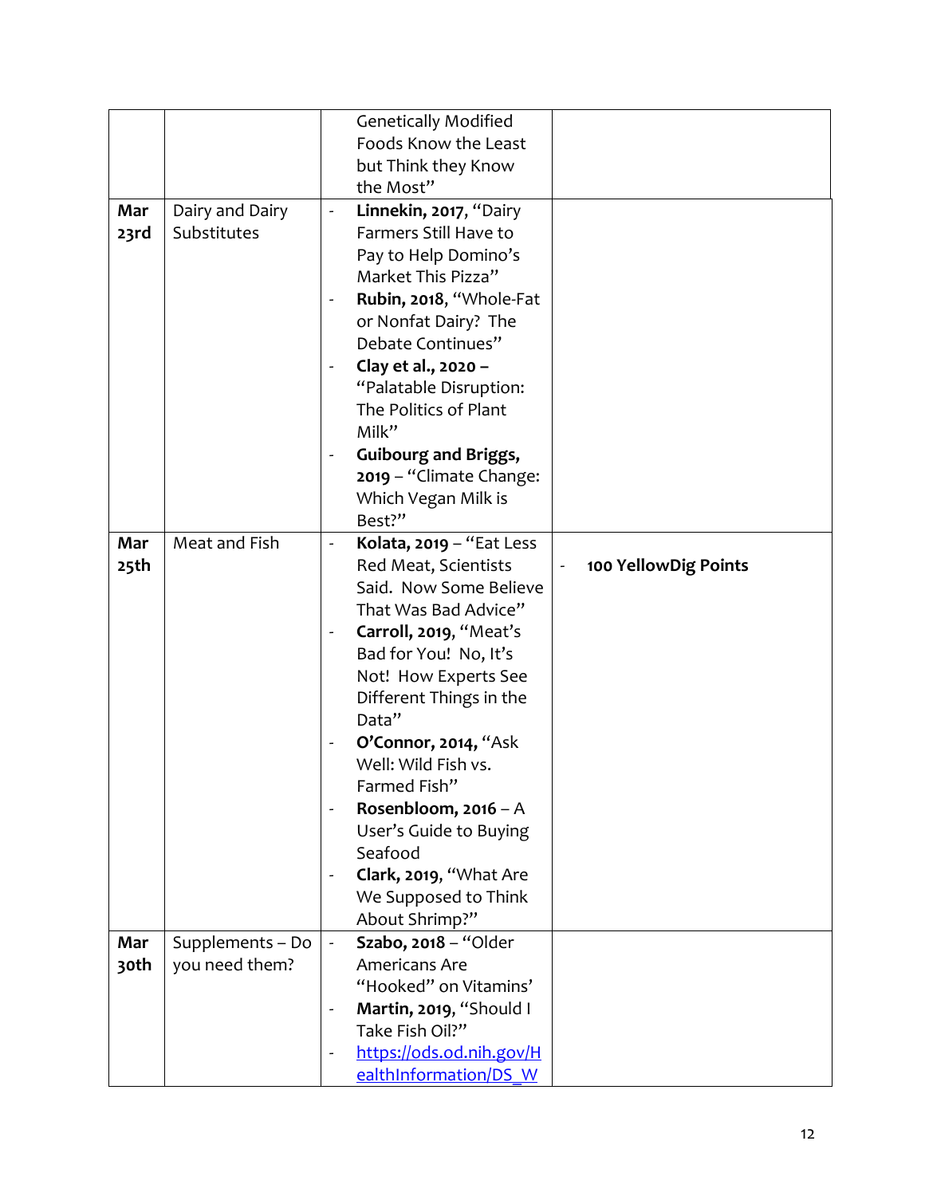| | | | |
|---|---|---|---|
| | | Genetically Modified Foods Know the Least but Think they Know the Most” | |
| **Mar 23rd** | Dairy and Dairy Substitutes | - **Linnekin, 2017**, “Dairy Farmers Still Have to Pay to Help Domino’s Market This Pizza”<br>- **Rubin, 2018**, “Whole-Fat or Nonfat Dairy? The Debate Continues”<br>- **Clay et al., 2020** – “Palatable Disruption: The Politics of Plant Milk”<br>- **Guibourg and Briggs, 2019** – “Climate Change: Which Vegan Milk is Best?” | |
| **Mar 25th** | Meat and Fish | - **Kolata, 2019** – “Eat Less Red Meat, Scientists Said. Now Some Believe That Was Bad Advice”<br>- **Carroll, 2019**, “Meat’s Bad for You! No, It’s Not! How Experts See Different Things in the Data”<br>- **O’Connor, 2014,** “Ask Well: Wild Fish vs. Farmed Fish”<br>- **Rosenbloom, 2016** – A User’s Guide to Buying Seafood<br>- **Clark, 2019**, “What Are We Supposed to Think About Shrimp?” | - **100 YellowDig Points** |
| **Mar 30th** | Supplements – Do you need them? | - **Szabo, 2018** – “Older Americans Are “Hooked” on Vitamins’<br>- **Martin, 2019**, “Should I Take Fish Oil?”<br>- https://ods.od.nih.gov/HealthInformation/DS_W | |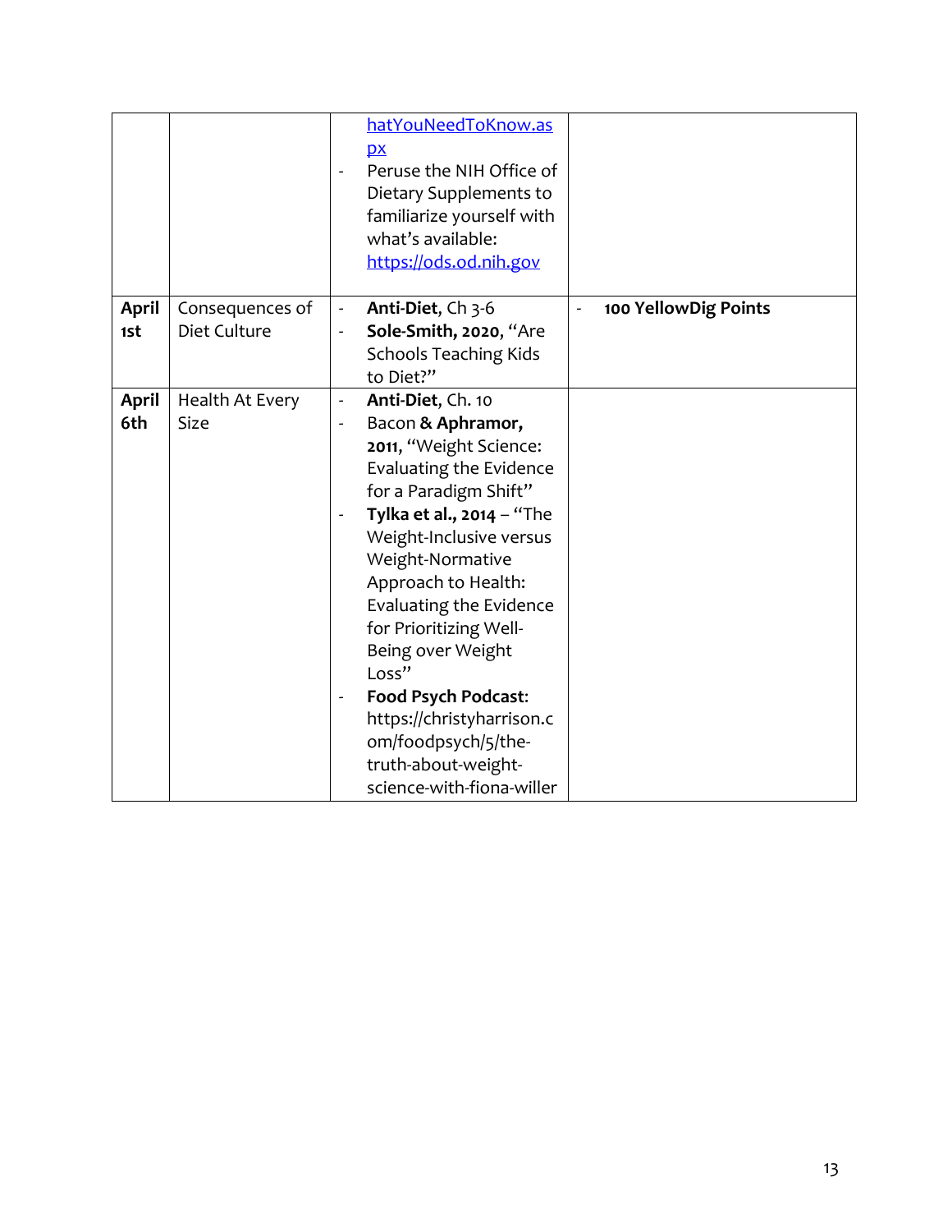| | | | |
|---|---|---|---|
| | | hatYouNeedToKnow.aspx<br>- Peruse the NIH Office of Dietary Supplements to familiarize yourself with what's available: https://ods.od.nih.gov | |
| **April 1st** | Consequences of Diet Culture | - **Anti-Diet**, Ch 3-6<br>- **Sole-Smith, 2020**, "Are Schools Teaching Kids to Diet?" | - **100 YellowDig Points** |
| **April 6th** | Health At Every Size | - **Anti-Diet**, Ch. 10<br>- Bacon **& Aphramor, 2011**, "Weight Science: Evaluating the Evidence for a Paradigm Shift"<br>- **Tylka et al., 2014** – "The Weight-Inclusive versus Weight-Normative Approach to Health: Evaluating the Evidence for Prioritizing Well-Being over Weight Loss"<br>- **Food Psych Podcast:** https://christyharrison.com/foodpsych/5/the-truth-about-weight-science-with-fiona-willer | |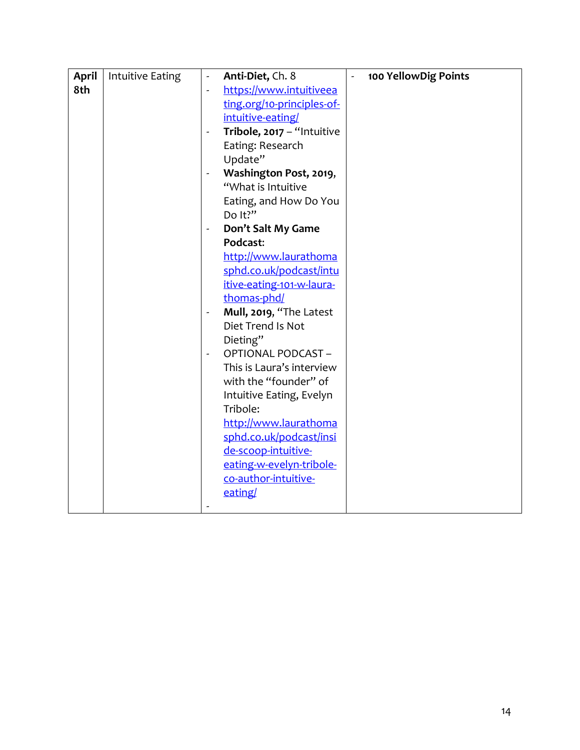| April 8th | Intuitive Eating | - **Anti-Diet,** Ch. 8<br>- https://www.intuitiveeating.org/10-principles-of-intuitive-eating/<br>- **Tribole, 2017** – "Intuitive Eating: Research Update"<br>- **Washington Post, 2019,** "What is Intuitive Eating, and How Do You Do It?"<br>- **Don't Salt My Game Podcast:** http://www.laurathomasphd.co.uk/podcast/intuitive-eating-101-w-laura-thomas-phd/<br>- **Mull, 2019,** "The Latest Diet Trend Is Not Dieting"<br>- OPTIONAL PODCAST – This is Laura's interview with the "founder" of Intuitive Eating, Evelyn Tribole: http://www.laurathomasphd.co.uk/podcast/inside-scoop-intuitive-eating-w-evelyn-tribole-co-author-intuitive-eating/<br>- | - **100 YellowDig Points** |
|---|---|---|---|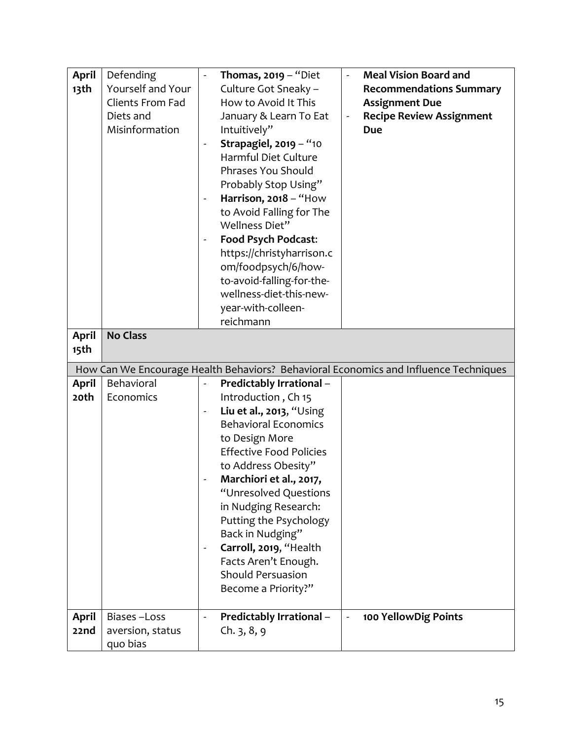| | | | |
|---|---|---|---|
| **April 13th** | Defending Yourself and Your Clients From Fad Diets and Misinformation | - **Thomas, 2019** – "Diet Culture Got Sneaky – How to Avoid It This January & Learn To Eat Intuitively"<br>- **Strapagiel, 2019** – "10 Harmful Diet Culture Phrases You Should Probably Stop Using"<br>- **Harrison, 2018** – "How to Avoid Falling for The Wellness Diet"<br>- **Food Psych Podcast**: https://christyharrison.com/foodpsych/6/how-to-avoid-falling-for-the-wellness-diet-this-new-year-with-colleen-reichmann | - **Meal Vision Board and Recommendations Summary Assignment Due**<br>- **Recipe Review Assignment Due** |
| **April 15th** | **No Class** | | |
| How Can We Encourage Health Behaviors? Behavioral Economics and Influence Techniques | | | |
| **April 20th** | Behavioral Economics | - **Predictably Irrational** – Introduction , Ch 15<br>- **Liu et al., 2013**, "Using Behavioral Economics to Design More Effective Food Policies to Address Obesity"<br>- **Marchiori et al., 2017,** "Unresolved Questions in Nudging Research: Putting the Psychology Back in Nudging"<br>- **Carroll, 2019**, "Health Facts Aren't Enough. Should Persuasion Become a Priority?" | |
| **April 22nd** | Biases –Loss aversion, status quo bias | - **Predictably Irrational** – Ch. 3, 8, 9 | - **100 YellowDig Points** |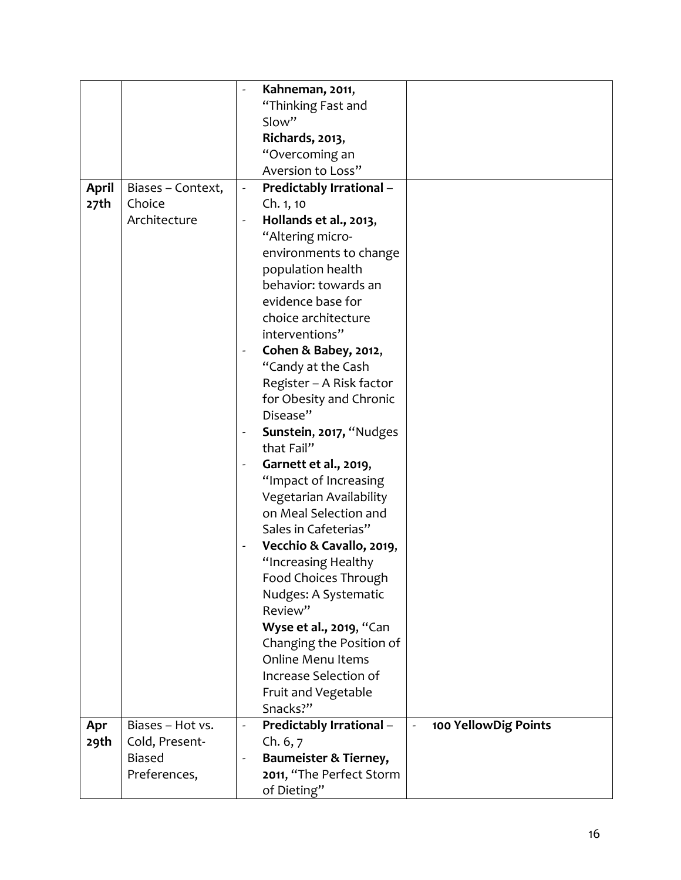| | | | |
|---|---|---|---|
| | | - **Kahneman, 2011**, "Thinking Fast and Slow"<br>**Richards, 2013**, "Overcoming an Aversion to Loss" | |
| **April 27th** | Biases – Context, Choice Architecture | - **Predictably Irrational** – Ch. 1, 10<br>- **Hollands et al., 2013**, "Altering micro-environments to change population health behavior: towards an evidence base for choice architecture interventions"<br>- **Cohen & Babey, 2012**, "Candy at the Cash Register – A Risk factor for Obesity and Chronic Disease"<br>- **Sunstein, 2017,** "Nudges that Fail"<br>- **Garnett et al., 2019**, "Impact of Increasing Vegetarian Availability on Meal Selection and Sales in Cafeterias"<br>- **Vecchio & Cavallo, 2019**, "Increasing Healthy Food Choices Through Nudges: A Systematic Review"<br>**Wyse et al., 2019**, "Can Changing the Position of Online Menu Items Increase Selection of Fruit and Vegetable Snacks?" | |
| **Apr 29th** | Biases – Hot vs. Cold, Present-Biased Preferences, | - **Predictably Irrational** – Ch. 6, 7<br>- **Baumeister & Tierney, 2011**, "The Perfect Storm of Dieting" | - **100 YellowDig Points** |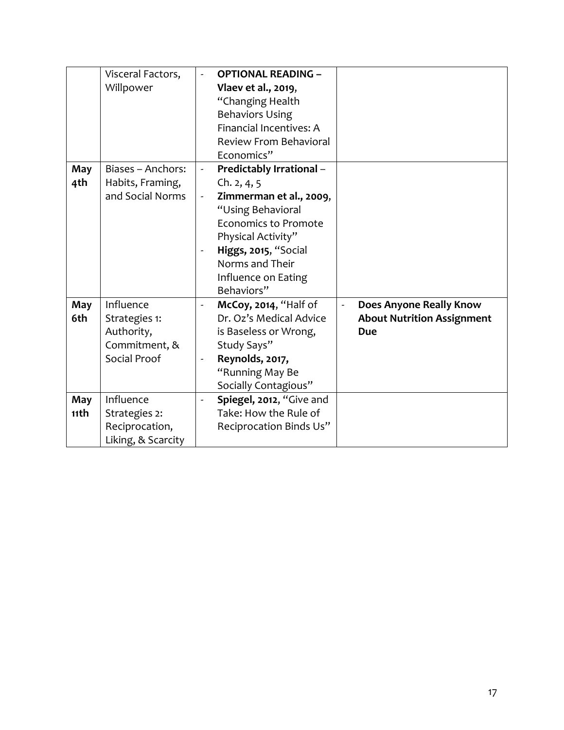| | | | |
|---|---|---|---|
| | Visceral Factors, Willpower | - **OPTIONAL READING – Vlaev et al., 2019**, "Changing Health Behaviors Using Financial Incentives: A Review From Behavioral Economics" | |
| **May 4th** | Biases – Anchors: Habits, Framing, and Social Norms | - **Predictably Irrational** – Ch. 2, 4, 5<br>- **Zimmerman et al., 2009**, "Using Behavioral Economics to Promote Physical Activity"<br>- **Higgs, 2015**, "Social Norms and Their Influence on Eating Behaviors" | |
| **May 6th** | Influence Strategies 1: Authority, Commitment, & Social Proof | - **McCoy, 2014**, "Half of Dr. Oz's Medical Advice is Baseless or Wrong, Study Says"<br>- **Reynolds, 2017,** "Running May Be Socially Contagious" | - **Does Anyone Really Know About Nutrition Assignment Due** |
| **May 11th** | Influence Strategies 2: Reciprocation, Liking, & Scarcity | - **Spiegel, 2012**, "Give and Take: How the Rule of Reciprocation Binds Us" | |